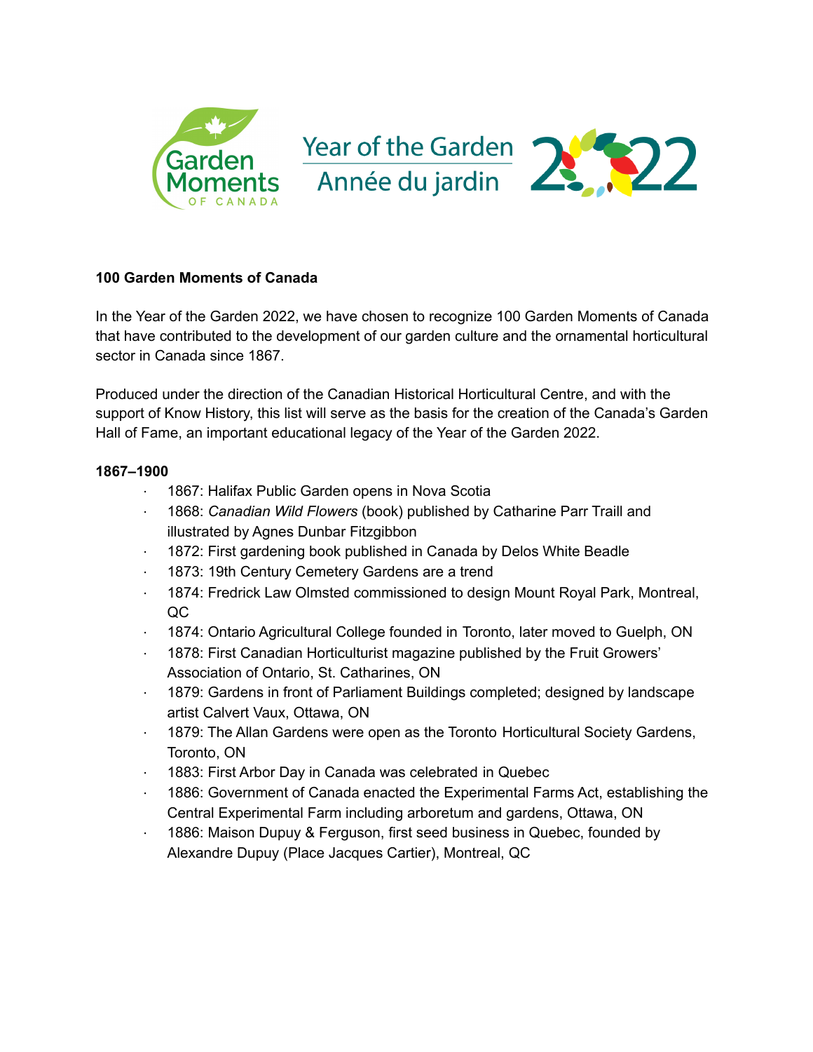**100 Garden Moments of Canada**

In the Year of the Garden 2022, we have chosen to recognize 100 Garden Moments of Canada that have contributed to the development of our garden culture and the ornamental horticultural sector in Canada since 1867.

Produced under the direction of the Canadian Historical Horticultural Centre, and with the support of Know History, this list will serve as the basis for the creation of the Canada's Garden Hall of Fame, an important educational legacy of the Year of the Garden 2022.

**1867–1900**

- 1867: Halifax Public Garden opens in Nova Scotia
- 1868: *Canadian Wild Flowers* (book) published by Catharine Parr Traill and illustrated by Agnes Dunbar Fitzgibbon
- 1872: First gardening book published in Canada by Delos White Beadle
- 1873: 19th Century Cemetery Gardens are a trend
- 1874: Fredrick Law Olmsted commissioned to design Mount Royal Park, Montreal, QC
- 1874: Ontario Agricultural College founded in Toronto, later moved to Guelph, ON
- 1878: First Canadian Horticulturist magazine published by the Fruit Growers' Association of Ontario, St. Catharines, ON
- 1879: Gardens in front of Parliament Buildings completed; designed by landscape artist Calvert Vaux, Ottawa, ON
- 1879: The Allan Gardens were open as the Toronto Horticultural Society Gardens, Toronto, ON
- 1883: First Arbor Day in Canada was celebrated in Quebec
- 1886: Government of Canada enacted the Experimental Farms Act, establishing the Central Experimental Farm including arboretum and gardens, Ottawa, ON
- 1886: Maison Dupuy & Ferguson, first seed business in Quebec, founded by Alexandre Dupuy (Place Jacques Cartier), Montreal, QC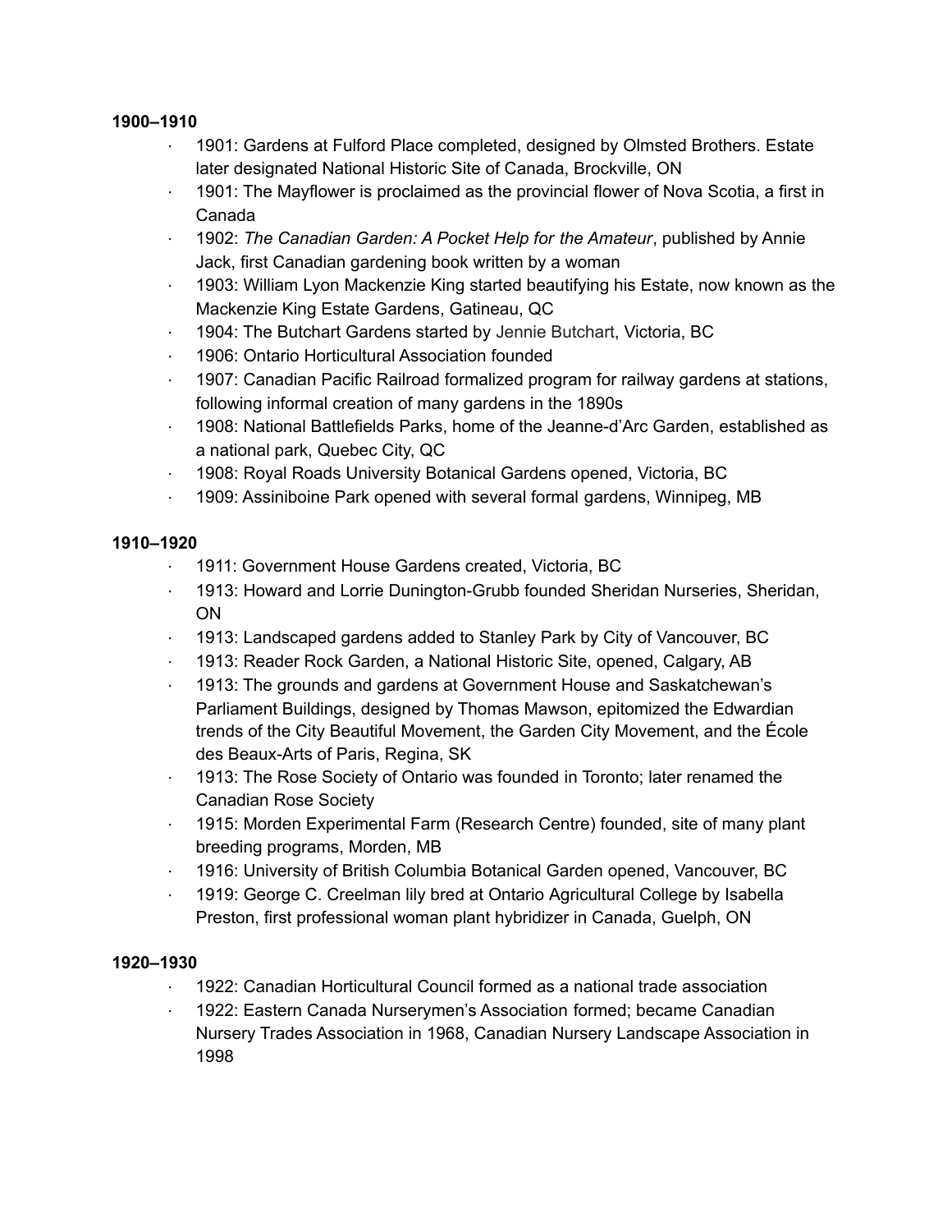**1900–1910**

- 1901: Gardens at Fulford Place completed, designed by Olmsted Brothers. Estate later designated National Historic Site of Canada, Brockville, ON
- 1901: The Mayflower is proclaimed as the provincial flower of Nova Scotia, a first in Canada
- 1902: *The Canadian Garden: A Pocket Help for the Amateur*, published by Annie Jack, first Canadian gardening book written by a woman
- 1903: William Lyon Mackenzie King started beautifying his Estate, now known as the Mackenzie King Estate Gardens, Gatineau, QC
- 1904: The Butchart Gardens started by Jennie Butchart, Victoria, BC
- 1906: Ontario Horticultural Association founded
- 1907: Canadian Pacific Railroad formalized program for railway gardens at stations, following informal creation of many gardens in the 1890s
- 1908: National Battlefields Parks, home of the Jeanne-d'Arc Garden, established as a national park, Quebec City, QC
- 1908: Royal Roads University Botanical Gardens opened, Victoria, BC
- 1909: Assiniboine Park opened with several formal gardens, Winnipeg, MB

**1910–1920**

- 1911: Government House Gardens created, Victoria, BC
- 1913: Howard and Lorrie Dunington-Grubb founded Sheridan Nurseries, Sheridan, ON
- 1913: Landscaped gardens added to Stanley Park by City of Vancouver, BC
- 1913: Reader Rock Garden, a National Historic Site, opened, Calgary, AB
- 1913: The grounds and gardens at Government House and Saskatchewan's Parliament Buildings, designed by Thomas Mawson, epitomized the Edwardian trends of the City Beautiful Movement, the Garden City Movement, and the École des Beaux-Arts of Paris, Regina, SK
- 1913: The Rose Society of Ontario was founded in Toronto; later renamed the Canadian Rose Society
- 1915: Morden Experimental Farm (Research Centre) founded, site of many plant breeding programs, Morden, MB
- 1916: University of British Columbia Botanical Garden opened, Vancouver, BC
- 1919: George C. Creelman lily bred at Ontario Agricultural College by Isabella Preston, first professional woman plant hybridizer in Canada, Guelph, ON

**1920–1930**

- 1922: Canadian Horticultural Council formed as a national trade association
- 1922: Eastern Canada Nurserymen's Association formed; became Canadian Nursery Trades Association in 1968, Canadian Nursery Landscape Association in 1998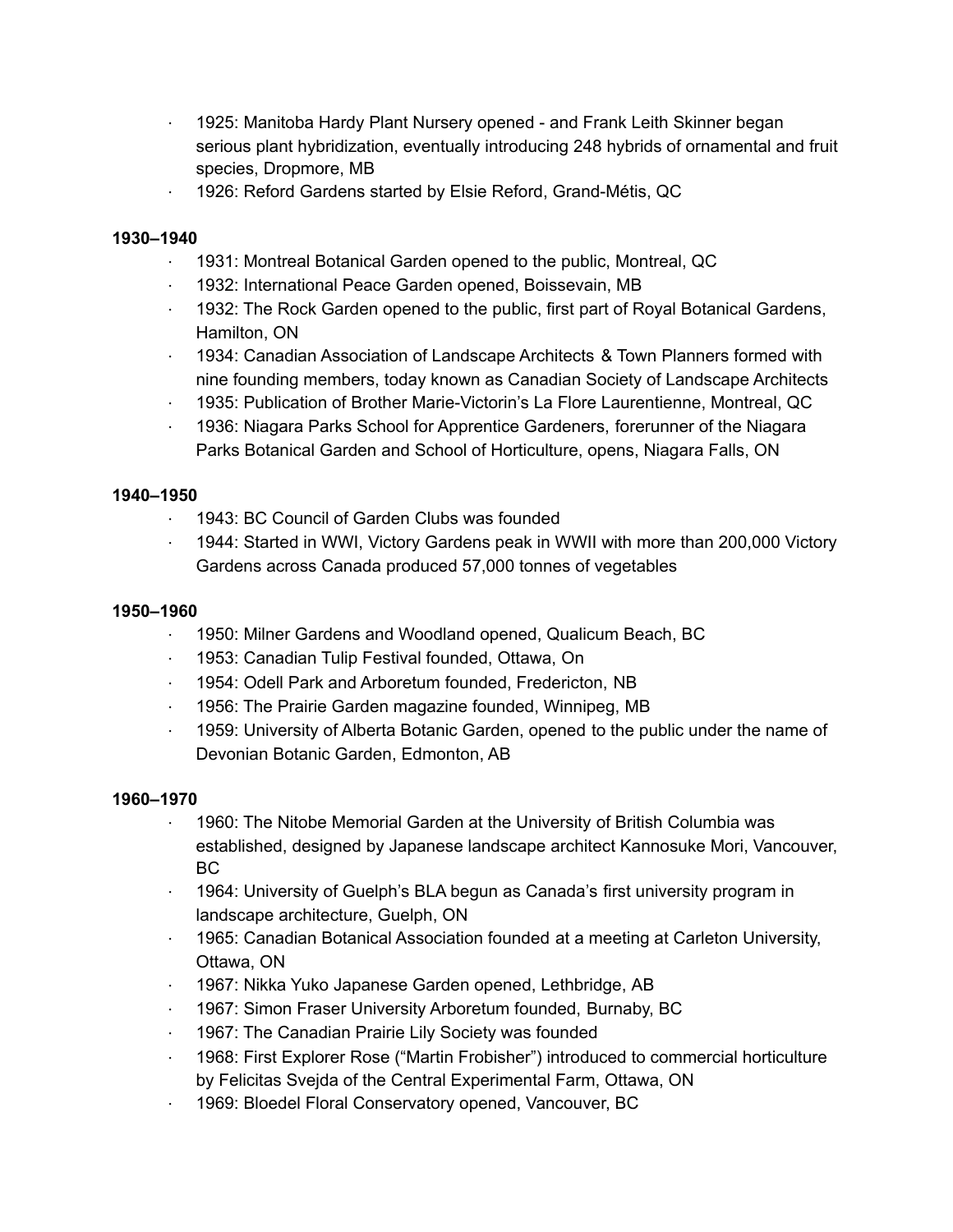- 1925: Manitoba Hardy Plant Nursery opened - and Frank Leith Skinner began serious plant hybridization, eventually introducing 248 hybrids of ornamental and fruit species, Dropmore, MB
- 1926: Reford Gardens started by Elsie Reford, Grand-Métis, QC

**1930–1940**

- 1931: Montreal Botanical Garden opened to the public, Montreal, QC
- 1932: International Peace Garden opened, Boissevain, MB
- 1932: The Rock Garden opened to the public, first part of Royal Botanical Gardens, Hamilton, ON
- 1934: Canadian Association of Landscape Architects & Town Planners formed with nine founding members, today known as Canadian Society of Landscape Architects
- 1935: Publication of Brother Marie-Victorin's La Flore Laurentienne, Montreal, QC
- 1936: Niagara Parks School for Apprentice Gardeners, forerunner of the Niagara Parks Botanical Garden and School of Horticulture, opens, Niagara Falls, ON

**1940–1950**

- 1943: BC Council of Garden Clubs was founded
- 1944: Started in WWI, Victory Gardens peak in WWII with more than 200,000 Victory Gardens across Canada produced 57,000 tonnes of vegetables

**1950–1960**

- 1950: Milner Gardens and Woodland opened, Qualicum Beach, BC
- 1953: Canadian Tulip Festival founded, Ottawa, On
- 1954: Odell Park and Arboretum founded, Fredericton, NB
- 1956: The Prairie Garden magazine founded, Winnipeg, MB
- 1959: University of Alberta Botanic Garden, opened to the public under the name of Devonian Botanic Garden, Edmonton, AB

**1960–1970**

- 1960: The Nitobe Memorial Garden at the University of British Columbia was established, designed by Japanese landscape architect Kannosuke Mori, Vancouver, BC
- 1964: University of Guelph's BLA begun as Canada's first university program in landscape architecture, Guelph, ON
- 1965: Canadian Botanical Association founded at a meeting at Carleton University, Ottawa, ON
- 1967: Nikka Yuko Japanese Garden opened, Lethbridge, AB
- 1967: Simon Fraser University Arboretum founded, Burnaby, BC
- 1967: The Canadian Prairie Lily Society was founded
- 1968: First Explorer Rose ("Martin Frobisher") introduced to commercial horticulture by Felicitas Svejda of the Central Experimental Farm, Ottawa, ON
- 1969: Bloedel Floral Conservatory opened, Vancouver, BC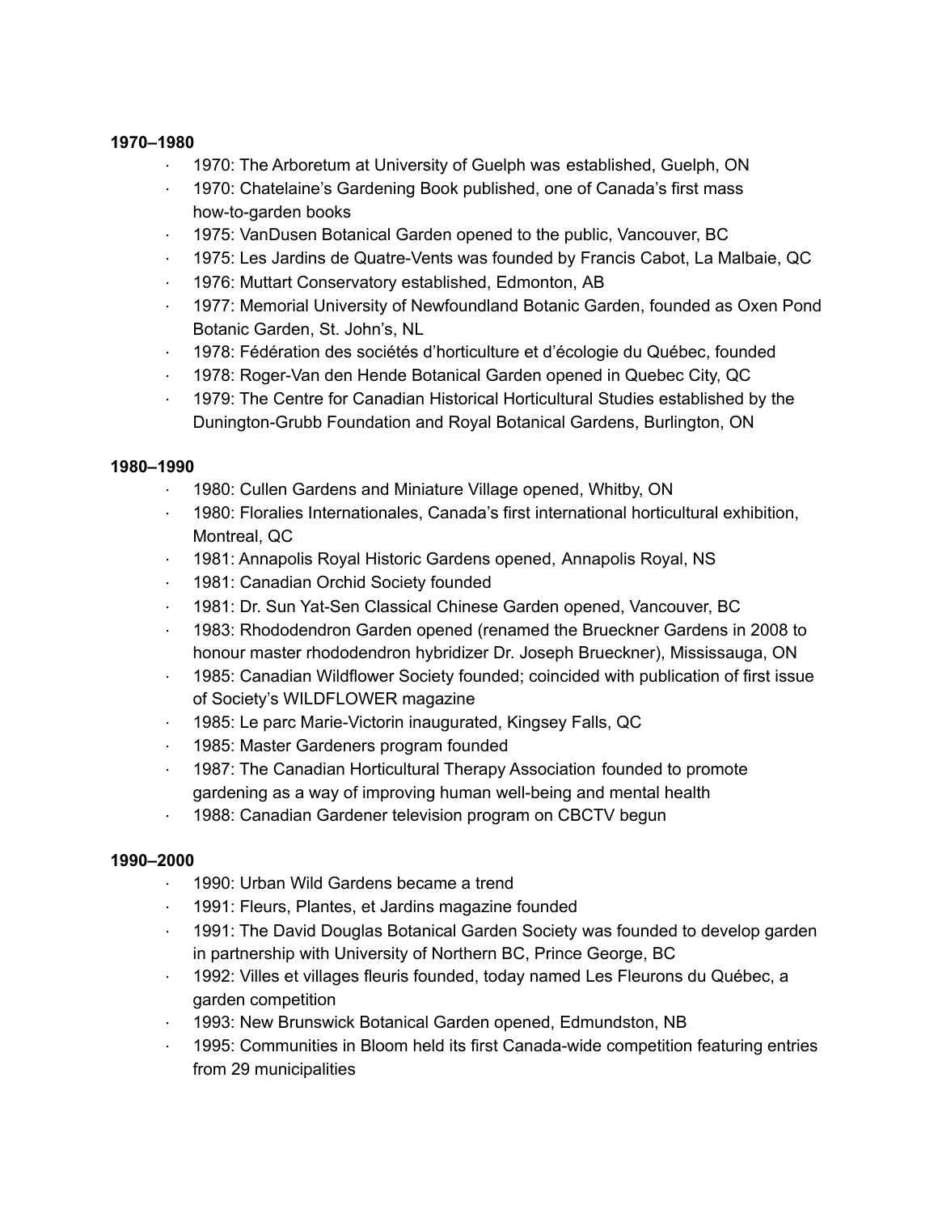**1970–1980**

- 1970: The Arboretum at University of Guelph was established, Guelph, ON
- 1970: Chatelaine's Gardening Book published, one of Canada's first mass how-to-garden books
- 1975: VanDusen Botanical Garden opened to the public, Vancouver, BC
- 1975: Les Jardins de Quatre-Vents was founded by Francis Cabot, La Malbaie, QC
- 1976: Muttart Conservatory established, Edmonton, AB
- 1977: Memorial University of Newfoundland Botanic Garden, founded as Oxen Pond Botanic Garden, St. John's, NL
- 1978: Fédération des sociétés d'horticulture et d'écologie du Québec, founded
- 1978: Roger-Van den Hende Botanical Garden opened in Quebec City, QC
- 1979: The Centre for Canadian Historical Horticultural Studies established by the Dunington-Grubb Foundation and Royal Botanical Gardens, Burlington, ON

**1980–1990**

- 1980: Cullen Gardens and Miniature Village opened, Whitby, ON
- 1980: Floralies Internationales, Canada's first international horticultural exhibition, Montreal, QC
- 1981: Annapolis Royal Historic Gardens opened, Annapolis Royal, NS
- 1981: Canadian Orchid Society founded
- 1981: Dr. Sun Yat-Sen Classical Chinese Garden opened, Vancouver, BC
- 1983: Rhododendron Garden opened (renamed the Brueckner Gardens in 2008 to honour master rhododendron hybridizer Dr. Joseph Brueckner), Mississauga, ON
- 1985: Canadian Wildflower Society founded; coincided with publication of first issue of Society's WILDFLOWER magazine
- 1985: Le parc Marie-Victorin inaugurated, Kingsey Falls, QC
- 1985: Master Gardeners program founded
- 1987: The Canadian Horticultural Therapy Association founded to promote gardening as a way of improving human well-being and mental health
- 1988: Canadian Gardener television program on CBCTV begun

**1990–2000**

- 1990: Urban Wild Gardens became a trend
- 1991: Fleurs, Plantes, et Jardins magazine founded
- 1991: The David Douglas Botanical Garden Society was founded to develop garden in partnership with University of Northern BC, Prince George, BC
- 1992: Villes et villages fleuris founded, today named Les Fleurons du Québec, a garden competition
- 1993: New Brunswick Botanical Garden opened, Edmundston, NB
- 1995: Communities in Bloom held its first Canada-wide competition featuring entries from 29 municipalities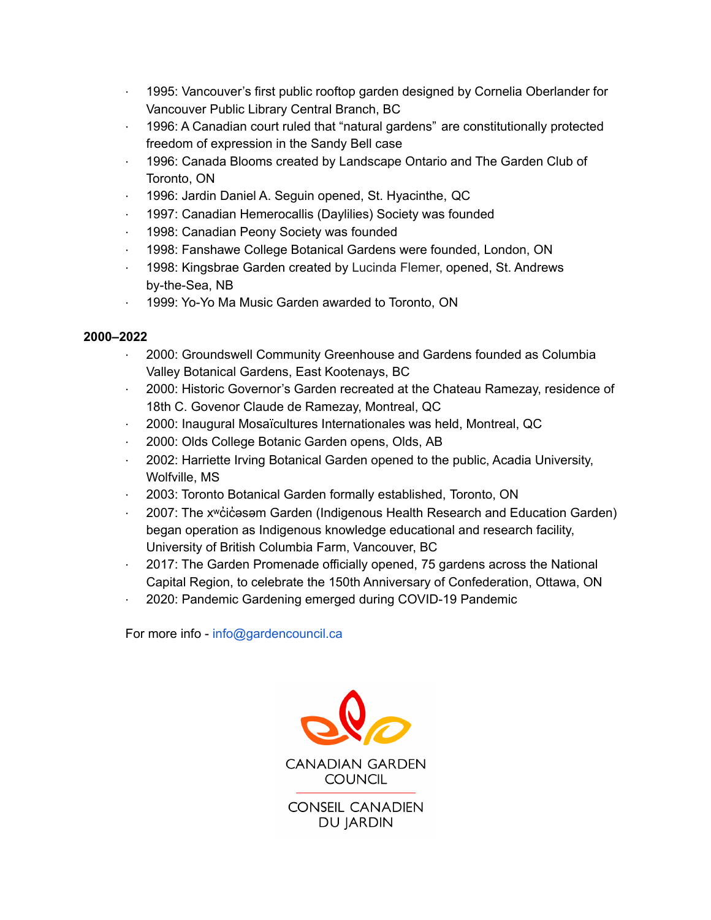- 1995: Vancouver's first public rooftop garden designed by Cornelia Oberlander for Vancouver Public Library Central Branch, BC
- 1996: A Canadian court ruled that "natural gardens" are constitutionally protected freedom of expression in the Sandy Bell case
- 1996: Canada Blooms created by Landscape Ontario and The Garden Club of Toronto, ON
- 1996: Jardin Daniel A. Seguin opened, St. Hyacinthe, QC
- 1997: Canadian Hemerocallis (Daylilies) Society was founded
- 1998: Canadian Peony Society was founded
- 1998: Fanshawe College Botanical Gardens were founded, London, ON
- 1998: Kingsbrae Garden created by Lucinda Flemer, opened, St. Andrews by-the-Sea, NB
- 1999: Yo-Yo Ma Music Garden awarded to Toronto, ON

**2000–2022**

- 2000: Groundswell Community Greenhouse and Gardens founded as Columbia Valley Botanical Gardens, East Kootenays, BC
- 2000: Historic Governor's Garden recreated at the Chateau Ramezay, residence of 18th C. Govenor Claude de Ramezay, Montreal, QC
- 2000: Inaugural Mosaïcultures Internationales was held, Montreal, QC
- 2000: Olds College Botanic Garden opens, Olds, AB
- 2002: Harriette Irving Botanical Garden opened to the public, Acadia University, Wolfville, MS
- 2003: Toronto Botanical Garden formally established, Toronto, ON
- 2007: The xʷċiċəsəm Garden (Indigenous Health Research and Education Garden) began operation as Indigenous knowledge educational and research facility, University of British Columbia Farm, Vancouver, BC
- 2017: The Garden Promenade officially opened, 75 gardens across the National Capital Region, to celebrate the 150th Anniversary of Confederation, Ottawa, ON
- 2020: Pandemic Gardening emerged during COVID-19 Pandemic

For more info - info@gardencouncil.ca

CANADIAN GARDEN COUNCIL

CONSEIL CANADIEN DU JARDIN